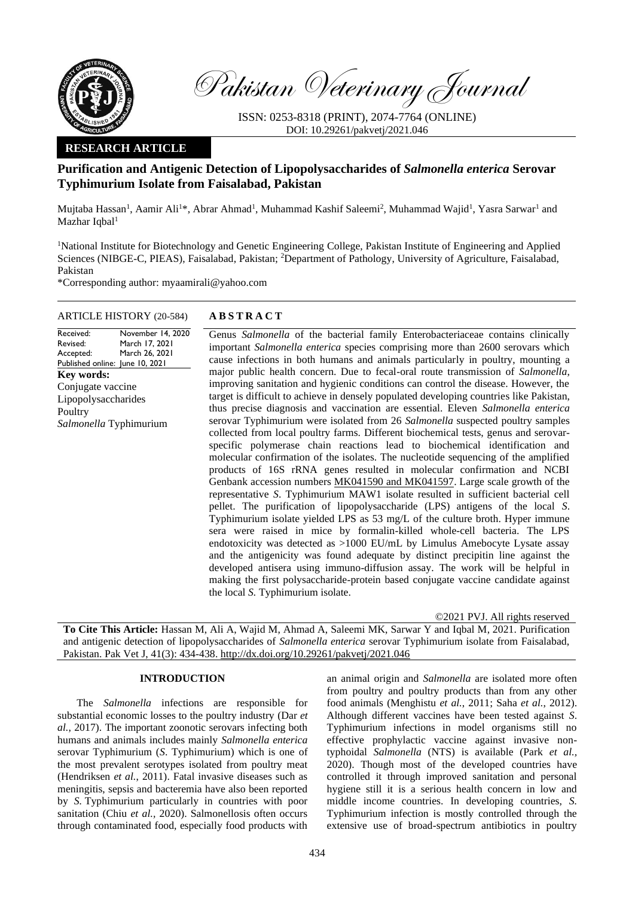Pakistan Veterinary Journal

ISSN: 0253-8318 (PRINT), 2074-7764 (ONLINE)
DOI: 10.29261/pakvetj/2021.046

**RESEARCH ARTICLE**

# Purification and Antigenic Detection of Lipopolysaccharides of *Salmonella enterica* Serovar Typhimurium Isolate from Faisalabad, Pakistan

Mujtaba Hassan[1], Aamir Ali[1]*, Abrar Ahmad[1], Muhammad Kashif Saleemi[2], Muhammad Wajid[1], Yasra Sarwar[1] and Mazhar Iqbal[1]

[1]National Institute for Biotechnology and Genetic Engineering College, Pakistan Institute of Engineering and Applied Sciences (NIBGE-C, PIEAS), Faisalabad, Pakistan; [2]Department of Pathology, University of Agriculture, Faisalabad, Pakistan

*Corresponding author: myaamirali@yahoo.com

**ARTICLE HISTORY** (20-584)

| | |
|---|---|
| Received: | November 14, 2020 |
| Revised: | March 17, 2021 |
| Accepted: | March 26, 2021 |
| Published online: | June 10, 2021 |

**Key words:**
Conjugate vaccine
Lipopolysaccharides
Poultry
*Salmonella* Typhimurium

**ABSTRACT**

Genus *Salmonella* of the bacterial family Enterobacteriaceae contains clinically important *Salmonella enterica* species comprising more than 2600 serovars which cause infections in both humans and animals particularly in poultry, mounting a major public health concern. Due to fecal-oral route transmission of *Salmonella,* improving sanitation and hygienic conditions can control the disease. However, the target is difficult to achieve in densely populated developing countries like Pakistan, thus precise diagnosis and vaccination are essential. Eleven *Salmonella enterica* serovar Typhimurium were isolated from 26 *Salmonella* suspected poultry samples collected from local poultry farms. Different biochemical tests, genus and serovar-specific polymerase chain reactions lead to biochemical identification and molecular confirmation of the isolates. The nucleotide sequencing of the amplified products of 16S rRNA genes resulted in molecular confirmation and NCBI Genbank accession numbers MK041590 and MK041597. Large scale growth of the representative *S*. Typhimurium MAW1 isolate resulted in sufficient bacterial cell pellet. The purification of lipopolysaccharide (LPS) antigens of the local *S*. Typhimurium isolate yielded LPS as 53 mg/L of the culture broth. Hyper immune sera were raised in mice by formalin-killed whole-cell bacteria. The LPS endotoxicity was detected as >1000 EU/mL by Limulus Amebocyte Lysate assay and the antigenicity was found adequate by distinct precipitin line against the developed antisera using immuno-diffusion assay. The work will be helpful in making the first polysaccharide-protein based conjugate vaccine candidate against the local *S.* Typhimurium isolate.

©2021 PVJ. All rights reserved

**To Cite This Article:** Hassan M, Ali A, Wajid M, Ahmad A, Saleemi MK, Sarwar Y and Iqbal M, 2021. Purification and antigenic detection of lipopolysaccharides of *Salmonella enterica* serovar Typhimurium isolate from Faisalabad, Pakistan. Pak Vet J, 41(3): 434-438. http://dx.doi.org/10.29261/pakvetj/2021.046

## INTRODUCTION

The *Salmonella* infections are responsible for substantial economic losses to the poultry industry (Dar *et al.,* 2017). The important zoonotic serovars infecting both humans and animals includes mainly *Salmonella enterica* serovar Typhimurium (*S*. Typhimurium) which is one of the most prevalent serotypes isolated from poultry meat (Hendriksen *et al.*, 2011). Fatal invasive diseases such as meningitis, sepsis and bacteremia have also been reported by *S.* Typhimurium particularly in countries with poor sanitation (Chiu *et al.,* 2020). Salmonellosis often occurs through contaminated food, especially food products with an animal origin and *Salmonella* are isolated more often from poultry and poultry products than from any other food animals (Menghistu *et al.*, 2011; Saha *et al.*, 2012). Although different vaccines have been tested against *S*. Typhimurium infections in model organisms still no effective prophylactic vaccine against invasive non-typhoidal *Salmonella* (NTS) is available (Park *et al.,* 2020). Though most of the developed countries have controlled it through improved sanitation and personal hygiene still it is a serious health concern in low and middle income countries. In developing countries, *S.* Typhimurium infection is mostly controlled through the extensive use of broad-spectrum antibiotics in poultry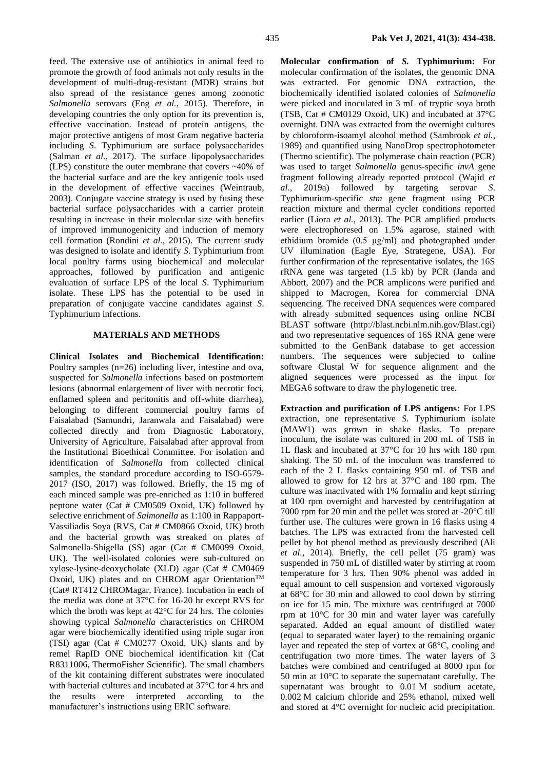feed. The extensive use of antibiotics in animal feed to promote the growth of food animals not only results in the development of multi-drug-resistant (MDR) strains but also spread of the resistance genes among zoonotic *Salmonella* serovars (Eng *et al.*, 2015). Therefore, in developing countries the only option for its prevention is, effective vaccination. Instead of protein antigens, the major protective antigens of most Gram negative bacteria including *S*. Typhimurium are surface polysaccharides (Salman *et al.*, 2017). The surface lipopolysaccharides (LPS) constitute the outer membrane that covers ~40% of the bacterial surface and are the key antigenic tools used in the development of effective vaccines (Weintraub, 2003). Conjugate vaccine strategy is used by fusing these bacterial surface polysaccharides with a carrier protein resulting in increase in their molecular size with benefits of improved immunogenicity and induction of memory cell formation (Rondini *et al.*, 2015). The current study was designed to isolate and identify *S*. Typhimurium from local poultry farms using biochemical and molecular approaches, followed by purification and antigenic evaluation of surface LPS of the local *S*. Typhimurium isolate. These LPS has the potential to be used in preparation of conjugate vaccine candidates against *S*. Typhimurium infections.

## MATERIALS AND METHODS

**Clinical Isolates and Biochemical Identification:** Poultry samples (n=26) including liver, intestine and ova, suspected for *Salmonella* infections based on postmortem lesions (abnormal enlargement of liver with necrotic foci, enflamed spleen and peritonitis and off-white diarrhea), belonging to different commercial poultry farms of Faisalabad (Samundri, Jaranwala and Faisalabad) were collected directly and from Diagnostic Laboratory, University of Agriculture, Faisalabad after approval from the Institutional Bioethical Committee. For isolation and identification of *Salmonella* from collected clinical samples, the standard procedure according to ISO-6579-2017 (ISO, 2017) was followed. Briefly, the 15 mg of each minced sample was pre-enriched as 1:10 in buffered peptone water (Cat # CM0509 Oxoid, UK) followed by selective enrichment of *Salmonella* as 1:100 in Rappaport-Vassiliadis Soya (RVS, Cat # CM0866 Oxoid, UK) broth and the bacterial growth was streaked on plates of Salmonella-Shigella (SS) agar (Cat # CM0099 Oxoid, UK). The well-isolated colonies were sub-cultured on xylose-lysine-deoxycholate (XLD) agar (Cat # CM0469 Oxoid, UK) plates and on CHROM agar Orientation™ (Cat# RT412 CHROMagar, France). Incubation in each of the media was done at 37°C for 16-20 hr except RVS for which the broth was kept at 42°C for 24 hrs. The colonies showing typical *Salmonella* characteristics on CHROM agar were biochemically identified using triple sugar iron (TSI) agar (Cat # CM0277 Oxoid, UK) slants and by remel RapID ONE biochemical identification kit (Cat R8311006, ThermoFisher Scientific). The small chambers of the kit containing different substrates were inoculated with bacterial cultures and incubated at 37°C for 4 hrs and the results were interpreted according to the manufacturer's instructions using ERIC software.

**Molecular confirmation of *S.* Typhimurium:** For molecular confirmation of the isolates, the genomic DNA was extracted. For genomic DNA extraction, the biochemically identified isolated colonies of *Salmonella* were picked and inoculated in 3 mL of tryptic soya broth (TSB, Cat # CM0129 Oxoid, UK) and incubated at 37°C overnight. DNA was extracted from the overnight cultures by chloroform-isoamyl alcohol method (Sambrook *et al.*, 1989) and quantified using NanoDrop spectrophotometer (Thermo scientific). The polymerase chain reaction (PCR) was used to target *Salmonella* genus-specific *invA* gene fragment following already reported protocol (Wajid *et al.*, 2019a) followed by targeting serovar *S*. Typhimurium-specific *stm* gene fragment using PCR reaction mixture and thermal cycler conditions reported earlier (Liora *et al.*, 2013). The PCR amplified products were electrophoresed on 1.5% agarose, stained with ethidium bromide (0.5 µg/ml) and photographed under UV illumination (Eagle Eye, Strategene, USA). For further confirmation of the representative isolates, the 16S rRNA gene was targeted (1.5 kb) by PCR (Janda and Abbott, 2007) and the PCR amplicons were purified and shipped to Macrogen, Korea for commercial DNA sequencing. The received DNA sequences were compared with already submitted sequences using online NCBI BLAST software (http://blast.ncbi.nlm.nih.gov/Blast.cgi) and two representative sequences of 16S RNA gene were submitted to the GenBank database to get accession numbers. The sequences were subjected to online software Clustal W for sequence alignment and the aligned sequences were processed as the input for MEGA6 software to draw the phylogenetic tree.

**Extraction and purification of LPS antigens:** For LPS extraction, one representative *S*. Typhimurium isolate (MAW1) was grown in shake flasks. To prepare inoculum, the isolate was cultured in 200 mL of TSB in 1L flask and incubated at 37°C for 10 hrs with 180 rpm shaking. The 50 mL of the inoculum was transferred to each of the 2 L flasks containing 950 mL of TSB and allowed to grow for 12 hrs at 37°C and 180 rpm. The culture was inactivated with 1% formalin and kept stirring at 100 rpm overnight and harvested by centrifugation at 7000 rpm for 20 min and the pellet was stored at -20°C till further use. The cultures were grown in 16 flasks using 4 batches. The LPS was extracted from the harvested cell pellet by hot phenol method as previously described (Ali *et al.*, 2014). Briefly, the cell pellet (75 gram) was suspended in 750 mL of distilled water by stirring at room temperature for 3 hrs. Then 90% phenol was added in equal amount to cell suspension and vortexed vigorously at 68°C for 30 min and allowed to cool down by stirring on ice for 15 min. The mixture was centrifuged at 7000 rpm at 10°C for 30 min and water layer was carefully separated. Added an equal amount of distilled water (equal to separated water layer) to the remaining organic layer and repeated the step of vortex at 68°C, cooling and centrifugation two more times. The water layers of 3 batches were combined and centrifuged at 8000 rpm for 50 min at 10°C to separate the supernatant carefully. The supernatant was brought to 0.01 M sodium acetate, 0.002 M calcium chloride and 25% ethanol, mixed well and stored at 4°C overnight for nucleic acid precipitation.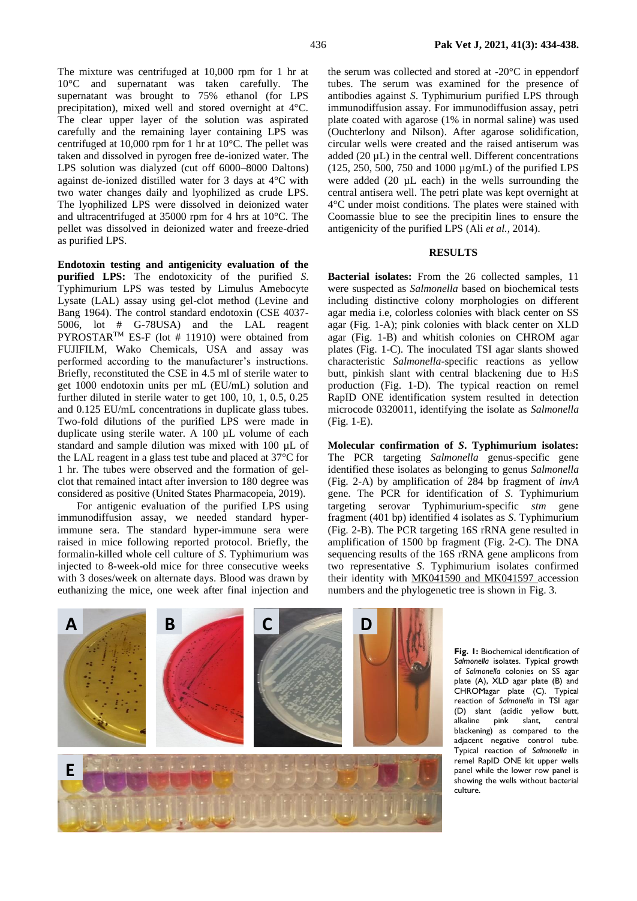The mixture was centrifuged at 10,000 rpm for 1 hr at 10°C and supernatant was taken carefully. The supernatant was brought to 75% ethanol (for LPS precipitation), mixed well and stored overnight at 4°C. The clear upper layer of the solution was aspirated carefully and the remaining layer containing LPS was centrifuged at 10,000 rpm for 1 hr at 10°C. The pellet was taken and dissolved in pyrogen free de-ionized water. The LPS solution was dialyzed (cut off 6000–8000 Daltons) against de-ionized distilled water for 3 days at 4°C with two water changes daily and lyophilized as crude LPS. The lyophilized LPS were dissolved in deionized water and ultracentrifuged at 35000 rpm for 4 hrs at 10°C. The pellet was dissolved in deionized water and freeze-dried as purified LPS.

**Endotoxin testing and antigenicity evaluation of the purified LPS:** The endotoxicity of the purified *S.* Typhimurium LPS was tested by Limulus Amebocyte Lysate (LAL) assay using gel-clot method (Levine and Bang 1964). The control standard endotoxin (CSE 4037-5006, lot # G-78USA) and the LAL reagent PYROSTAR™ ES-F (lot # 11910) were obtained from FUJIFILM, Wako Chemicals, USA and assay was performed according to the manufacturer's instructions. Briefly, reconstituted the CSE in 4.5 ml of sterile water to get 1000 endotoxin units per mL (EU/mL) solution and further diluted in sterile water to get 100, 10, 1, 0.5, 0.25 and 0.125 EU/mL concentrations in duplicate glass tubes. Two-fold dilutions of the purified LPS were made in duplicate using sterile water. A 100 µL volume of each standard and sample dilution was mixed with 100 µL of the LAL reagent in a glass test tube and placed at 37°C for 1 hr. The tubes were observed and the formation of gel-clot that remained intact after inversion to 180 degree was considered as positive (United States Pharmacopeia, 2019).

For antigenic evaluation of the purified LPS using immunodiffusion assay, we needed standard hyper-immune sera. The standard hyper-immune sera were raised in mice following reported protocol. Briefly, the formalin-killed whole cell culture of *S*. Typhimurium was injected to 8-week-old mice for three consecutive weeks with 3 doses/week on alternate days. Blood was drawn by euthanizing the mice, one week after final injection and the serum was collected and stored at -20°C in eppendorf tubes. The serum was examined for the presence of antibodies against *S*. Typhimurium purified LPS through immunodiffusion assay. For immunodiffusion assay, petri plate coated with agarose (1% in normal saline) was used (Ouchterlony and Nilson). After agarose solidification, circular wells were created and the raised antiserum was added (20 µL) in the central well. Different concentrations (125, 250, 500, 750 and 1000 µg/mL) of the purified LPS were added (20 µL each) in the wells surrounding the central antisera well. The petri plate was kept overnight at 4°C under moist conditions. The plates were stained with Coomassie blue to see the precipitin lines to ensure the antigenicity of the purified LPS (Ali *et al.*, 2014).

## RESULTS

**Bacterial isolates:** From the 26 collected samples, 11 were suspected as *Salmonella* based on biochemical tests including distinctive colony morphologies on different agar media i.e, colorless colonies with black center on SS agar (Fig. 1-A); pink colonies with black center on XLD agar (Fig. 1-B) and whitish colonies on CHROM agar plates (Fig. 1-C). The inoculated TSI agar slants showed characteristic *Salmonella*-specific reactions as yellow butt, pinkish slant with central blackening due to $H_2S$ production (Fig. 1-D). The typical reaction on remel RapID ONE identification system resulted in detection microcode 0320011, identifying the isolate as *Salmonella* (Fig. 1-E).

**Molecular confirmation of *S*. Typhimurium isolates:** The PCR targeting *Salmonella* genus-specific gene identified these isolates as belonging to genus *Salmonella* (Fig. 2-A) by amplification of 284 bp fragment of *invA* gene. The PCR for identification of *S*. Typhimurium targeting serovar Typhimurium-specific *stm* gene fragment (401 bp) identified 4 isolates as *S*. Typhimurium (Fig. 2-B). The PCR targeting 16S rRNA gene resulted in amplification of 1500 bp fragment (Fig. 2-C). The DNA sequencing results of the 16S rRNA gene amplicons from two representative *S*. Typhimurium isolates confirmed their identity with MK041590 and MK041597 accession numbers and the phylogenetic tree is shown in Fig. 3.

**Fig. 1:** Biochemical identification of *Salmonella* isolates. Typical growth of *Salmonella* colonies on SS agar plate (A), XLD agar plate (B) and CHROMagar plate (C). Typical reaction of *Salmonella* in TSI agar (D) slant (acidic yellow butt, alkaline pink slant, central blackening) as compared to the adjacent negative control tube. Typical reaction of *Salmonella* in remel RapID ONE kit upper wells panel while the lower row panel is showing the wells without bacterial culture.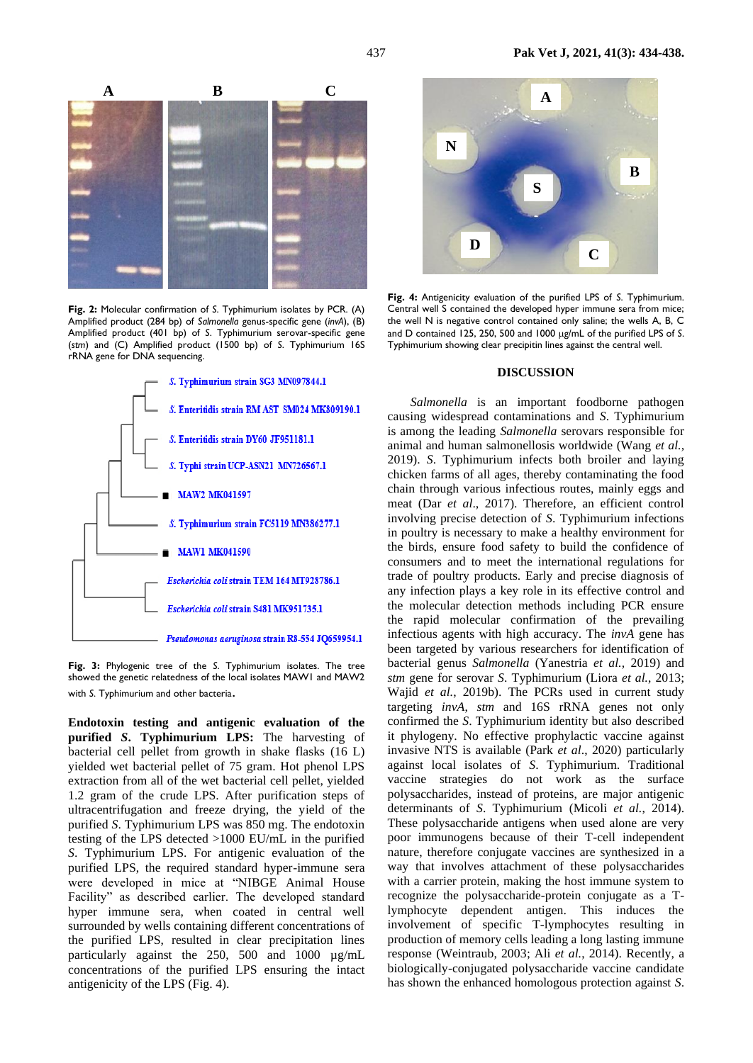**Fig. 2:** Molecular confirmation of *S.* Typhimurium isolates by PCR. (A) Amplified product (284 bp) of *Salmonella* genus-specific gene (*invA*), (B) Amplified product (401 bp) of *S.* Typhimurium serovar-specific gene (*stm*) and (C) Amplified product (1500 bp) of *S.* Typhimurium 16S rRNA gene for DNA sequencing.

**Fig. 3:** Phylogenic tree of the *S.* Typhimurium isolates. The tree showed the genetic relatedness of the local isolates MAW1 and MAW2 with *S.* Typhimurium and other bacteria.

**Endotoxin testing and antigenic evaluation of the purified *S.* Typhimurium LPS:** The harvesting of bacterial cell pellet from growth in shake flasks (16 L) yielded wet bacterial pellet of 75 gram. Hot phenol LPS extraction from all of the wet bacterial cell pellet, yielded 1.2 gram of the crude LPS. After purification steps of ultracentrifugation and freeze drying, the yield of the purified *S.* Typhimurium LPS was 850 mg. The endotoxin testing of the LPS detected >1000 EU/mL in the purified *S.* Typhimurium LPS. For antigenic evaluation of the purified LPS, the required standard hyper-immune sera were developed in mice at "NIBGE Animal House Facility" as described earlier. The developed standard hyper immune sera, when coated in central well surrounded by wells containing different concentrations of the purified LPS, resulted in clear precipitation lines particularly against the 250, 500 and 1000 µg/mL concentrations of the purified LPS ensuring the intact antigenicity of the LPS (Fig. 4).

**Fig. 4:** Antigenicity evaluation of the purified LPS of *S.* Typhimurium. Central well S contained the developed hyper immune sera from mice; the well N is negative control contained only saline; the wells A, B, C and D contained 125, 250, 500 and 1000 µg/mL of the purified LPS of *S.* Typhimurium showing clear precipitin lines against the central well.

## DISCUSSION

*Salmonella* is an important foodborne pathogen causing widespread contaminations and *S.* Typhimurium is among the leading *Salmonella* serovars responsible for animal and human salmonellosis worldwide (Wang *et al.*, 2019). *S.* Typhimurium infects both broiler and laying chicken farms of all ages, thereby contaminating the food chain through various infectious routes, mainly eggs and meat (Dar *et al*., 2017). Therefore, an efficient control involving precise detection of *S.* Typhimurium infections in poultry is necessary to make a healthy environment for the birds, ensure food safety to build the confidence of consumers and to meet the international regulations for trade of poultry products. Early and precise diagnosis of any infection plays a key role in its effective control and the molecular detection methods including PCR ensure the rapid molecular confirmation of the prevailing infectious agents with high accuracy. The *invA* gene has been targeted by various researchers for identification of bacterial genus *Salmonella* (Yanestria *et al.*, 2019) and *stm* gene for serovar *S.* Typhimurium (Liora *et al.*, 2013; Wajid *et al.*, 2019b). The PCRs used in current study targeting *invA*, *stm* and 16S rRNA genes not only confirmed the *S.* Typhimurium identity but also described it phylogeny. No effective prophylactic vaccine against invasive NTS is available (Park *et al*., 2020) particularly against local isolates of *S.* Typhimurium. Traditional vaccine strategies do not work as the surface polysaccharides, instead of proteins, are major antigenic determinants of *S.* Typhimurium (Micoli *et al.*, 2014). These polysaccharide antigens when used alone are very poor immunogens because of their T-cell independent nature, therefore conjugate vaccines are synthesized in a way that involves attachment of these polysaccharides with a carrier protein, making the host immune system to recognize the polysaccharide-protein conjugate as a T-lymphocyte dependent antigen. This induces the involvement of specific T-lymphocytes resulting in production of memory cells leading a long lasting immune response (Weintraub, 2003; Ali *et al.*, 2014). Recently, a biologically-conjugated polysaccharide vaccine candidate has shown the enhanced homologous protection against *S.*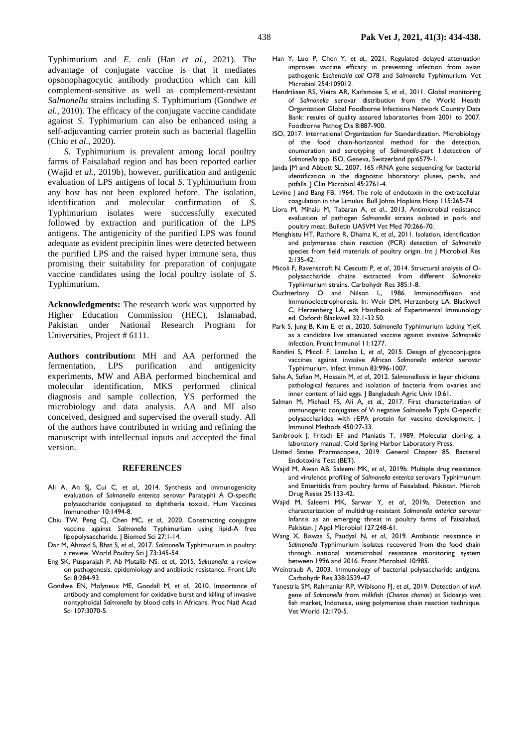Typhimurium and *E. coli* (Han *et al.*, 2021). The advantage of conjugate vaccine is that it mediates opsonophagocytic antibody production which can kill complement-sensitive as well as complement-resistant *Salmonella* strains including *S*. Typhimurium (Gondwe *et al.*, 2010). The efficacy of the conjugate vaccine candidate against *S*. Typhimurium can also be enhanced using a self-adjuvanting carrier protein such as bacterial flagellin (Chiu *et al*., 2020).

*S*. Typhimurium is prevalent among local poultry farms of Faisalabad region and has been reported earlier (Wajid *et al.*, 2019b), however, purification and antigenic evaluation of LPS antigens of local *S*. Typhimurium from any host has not been explored before. The isolation, identification and molecular confirmation of *S*. Typhimurium isolates were successfully executed followed by extraction and purification of the LPS antigens. The antigenicity of the purified LPS was found adequate as evident precipitin lines were detected between the purified LPS and the raised hyper immune sera, thus promising their suitability for preparation of conjugate vaccine candidates using the local poultry isolate of *S*. Typhimurium.

**Acknowledgments:** The research work was supported by Higher Education Commission (HEC), Islamabad, Pakistan under National Research Program for Universities, Project # 6111.

**Authors contribution:** MH and AA performed the fermentation, LPS purification and antigenicity experiments, MW and ABA performed biochemical and molecular identification, MKS performed clinical diagnosis and sample collection, YS performed the microbiology and data analysis. AA and MI also conceived, designed and supervised the overall study. All of the authors have contributed in writing and refining the manuscript with intellectual inputs and accepted the final version.

## REFERENCES

Ali A, An SJ, Cui C, *et al.,* 2014. Synthesis and immunogenicity evaluation of *Salmonella enterica* serovar Paratyphi A O-specific polysaccharide conjugated to diphtheria toxoid. Hum Vaccines Immunother 10:1494-8.

Chiu TW, Peng CJ, Chen MC, *et al.,* 2020. Constructing conjugate vaccine against *Salmonella* Typhimurium using lipid-A free lipopolysaccharide. J Biomed Sci 27:1-14.

Dar M, Ahmad S, Bhat S, *et al.,* 2017. *Salmonella* Typhimurium in poultry: a review. World Poultry Sci J 73:345-54.

Eng SK, Pusparajah P, Ab Mutalib NS, *et al.,* 2015. *Salmonella*: a review on pathogenesis, epidemiology and antibiotic resistance. Front Life Sci 8:284-93.

Gondwe EN, Molyneux ME, Goodall M, *et al.,* 2010. Importance of antibody and complement for oxidative burst and killing of invasive nontyphoidal *Salmonella* by blood cells in Africans. Proc Natl Acad Sci 107:3070-5.

Han Y, Luo P, Chen Y, *et al.,* 2021. Regulated delayed attenuation improves vaccine efficacy in preventing infection from avian pathogenic *Escherichia coli* O78 and *Salmonella* Typhimurium. Vet Microbiol 254:109012.

Hendriksen RS, Vieira AR, Karlsmose S, *et al.,* 2011. Global monitoring of *Salmonella* serovar distribution from the World Health Organization Global Foodborne Infections Network Country Data Bank: results of quality assured laboratories from 2001 to 2007. Foodborne Pathog Dis 8:887-900.

ISO, 2017. International Organization for Standardization. Microbiology of the food chain-horizontal method for the detection, enumeration and serotyping of *Salmonella*-part 1:detection of *Salmonella* spp. ISO, Geneva, Switzerland pp:6579-1.

Janda JM and Abbott SL, 2007. 16S rRNA gene sequencing for bacterial identification in the diagnostic laboratory: pluses, perils, and pitfalls. J Clin Microbiol 45:2761-4.

Levine J and Bang FB, 1964. The role of endotoxin in the extracellular coagulation in the Limulus. Bull Johns Hopkins Hosp 115:265-74.

Liora M, Mihaiu M, Tabaran A, *et al.,* 2013. Antimicrobial resistance evaluation of pathogen *Salmonella* strains isolated in pork and poultry meat. Bulletin UASVM Vet Med 70:266-70.

Menghistu HT, Rathore R, Dhama K, *et al.,* 2011. Isolation, identification and polymerase chain reaction (PCR) detection of *Salmonella* species from field materials of poultry origin. Int J Microbiol Res 2:135-42.

Micoli F, Ravenscroft N, Cescutti P, *et al.,* 2014. Structural analysis of O-polysaccharide chains extracted from different *Salmonella* Typhimurium strains. Carbohydr Res 385:1-8.

Ouchterlony O and Nilson L, 1986. Immunodiffusion and Immunoelectrophoresis. In: Weir DM, Herzenberg LA, Blackwell C, Herzenberg LA, eds Handbook of Experimental Immunology ed. Oxford: Blackwell 32.1-32.50.

Park S, Jung B, Kim E, *et al.,* 2020. *Salmonella* Typhimurium lacking YjeK as a candidate live attenuated vaccine against invasive *Salmonella* infection. Front Immunol 11:1277.

Rondini S, Micoli F, Lanzilao L, *et al.,* 2015. Design of glycoconjugate vaccines against invasive African *Salmonella enterica* serovar Typhimurium. Infect Immun 83:996-1007.

Saha A, Sufian M, Hossain M, *et al.,* 2012. Salmonellosis in layer chickens: pathological features and isolation of bacteria from ovaries and inner content of laid eggs. J Bangladesh Agric Univ 10:61.

Salman M, Michael FS, Ali A, *et al.,* 2017. First characterization of immunogenic conjugates of Vi negative *Salmonella* Typhi O-specific polysaccharides with rEPA protein for vaccine development. J Immunol Methods 450:27-33.

Sambrook J, Fritsch EF and Maniatis T, 1989. Molecular cloning: a laboratory manual: Cold Spring Harbor Laboratory Press.

United States Pharmacopeia, 2019. General Chapter 85, Bacterial Endotoxins Test (BET).

Wajid M, Awan AB, Saleemi MK, *et al.,* 2019b. Multiple drug resistance and virulence profiling of *Salmonella enterica* serovars Typhimurium and Enteritidis from poultry farms of Faisalabad, Pakistan. Microb Drug Resist 25:133-42.

Wajid M, Saleemi MK, Sarwar Y, *et al.,* 2019a. Detection and characterization of multidrug-resistant *Salmonella enterica* serovar Infantis as an emerging threat in poultry farms of Faisalabad, Pakistan. J Appl Microbiol 127:248-61.

Wang X, Biswas S, Paudyal N, *et al.,* 2019. Antibiotic resistance in *Salmonella* Typhimurium isolates recovered from the food chain through national antimicrobial resistance monitoring system between 1996 and 2016. Front Microbiol 10:985.

Weintraub A, 2003. Immunology of bacterial polysaccharide antigens. Carbohydr Res 338:2539-47.

Yanestria SM, Rahmaniar RP, Wibisono FJ, *et al.,* 2019. Detection of *invA* gene of *Salmonella* from milkfish (*Chanos chanos*) at Sidoarjo wet fish market, Indonesia, using polymerase chain reaction technique. Vet World 12:170-5.